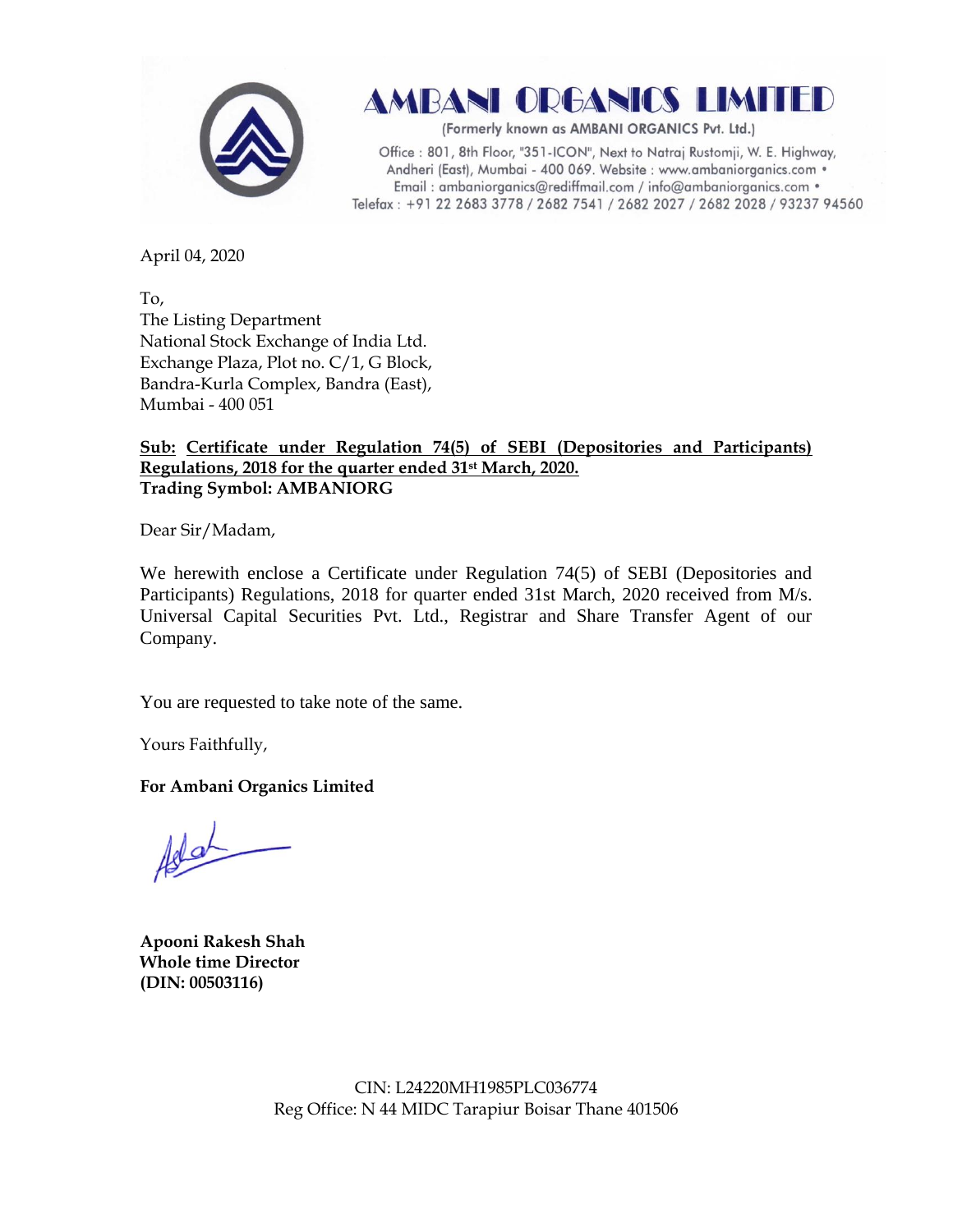# AMBANI ORGANICS LIMITED

(Formerly known as AMBANI ORGANICS Pvt. Ltd.)

Office : 801, 8th Floor, "351-ICON", Next to Natraj Rustomji, W. E. Highway, Andheri (East), Mumbai - 400 069. Website : www.ambaniorganics.com • Email : ambaniorganics@rediffmail.com / info@ambaniorganics.com • Telefax : +91 22 2683 3778 / 2682 7541 / 2682 2027 / 2682 2028 / 93237 94560

April 04, 2020

To,
The Listing Department
National Stock Exchange of India Ltd.
Exchange Plaza, Plot no. C/1, G Block,
Bandra-Kurla Complex, Bandra (East),
Mumbai - 400 051

**Sub: Certificate under Regulation 74(5) of SEBI (Depositories and Participants) Regulations, 2018 for the quarter ended 31st March, 2020.**
**Trading Symbol: AMBANIORG**

Dear Sir/Madam,

We herewith enclose a Certificate under Regulation 74(5) of SEBI (Depositories and Participants) Regulations, 2018 for quarter ended 31st March, 2020 received from M/s. Universal Capital Securities Pvt. Ltd., Registrar and Share Transfer Agent of our Company.

You are requested to take note of the same.

Yours Faithfully,

**For Ambani Organics Limited**

**Apooni Rakesh Shah**
**Whole time Director**
**(DIN: 00503116)**

CIN: L24220MH1985PLC036774
Reg Office: N 44 MIDC Tarapiur Boisar Thane 401506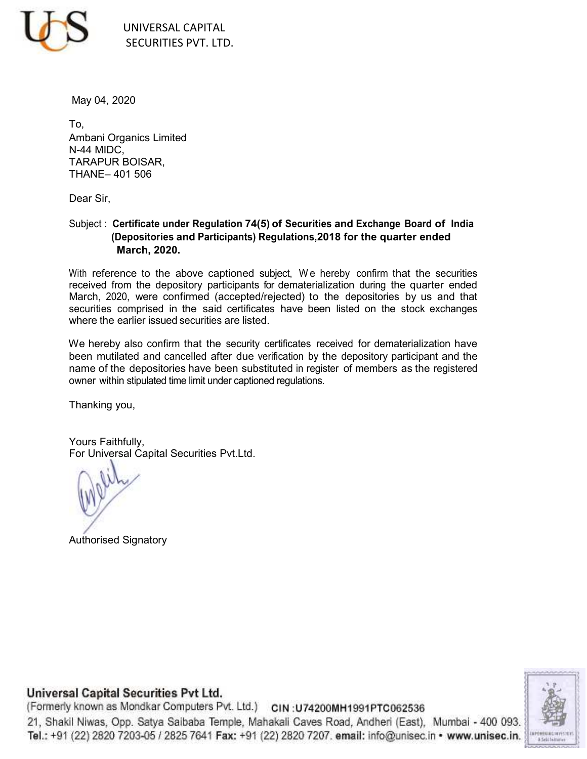UNIVERSAL CAPITAL SECURITIES PVT. LTD.

May 04, 2020

To,
Ambani Organics Limited
N-44 MIDC,
TARAPUR BOISAR,
THANE– 401 506

Dear Sir,

Subject : **Certificate under Regulation 74(5) of Securities and Exchange Board of India (Depositories and Participants) Regulations,2018 for the quarter ended March, 2020.**

With reference to the above captioned subject, We hereby confirm that the securities received from the depository participants for dematerialization during the quarter ended March, 2020, were confirmed (accepted/rejected) to the depositories by us and that securities comprised in the said certificates have been listed on the stock exchanges where the earlier issued securities are listed.

We hereby also confirm that the security certificates received for dematerialization have been mutilated and cancelled after due verification by the depository participant and the name of the depositories have been substituted in register of members as the registered owner within stipulated time limit under captioned regulations.

Thanking you,

Yours Faithfully,
For Universal Capital Securities Pvt.Ltd.

Authorised Signatory

**Universal Capital Securities Pvt Ltd.**
(Formerly known as Mondkar Computers Pvt. Ltd.) CIN :U74200MH1991PTC062536
21, Shakil Niwas, Opp. Satya Saibaba Temple, Mahakali Caves Road, Andheri (East), Mumbai - 400 093.
**Tel.:** +91 (22) 2820 7203-05 / 2825 7641 **Fax:** +91 (22) 2820 7207. **email:** info@unisec.in • **www.unisec.in.**